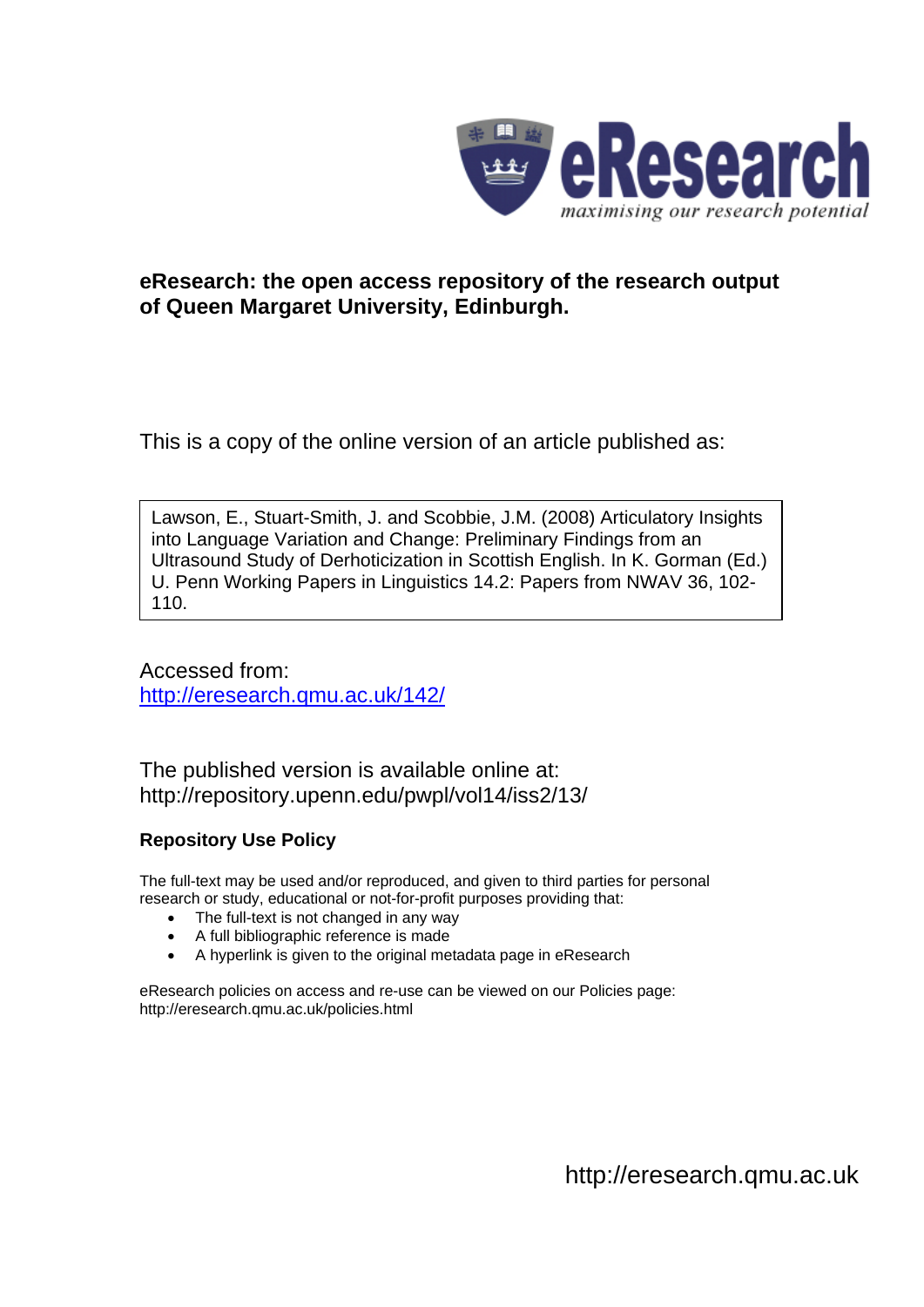eResearch
*maximising our research potential*

**eResearch: the open access repository of the research output of Queen Margaret University, Edinburgh.**

This is a copy of the online version of an article published as:

Lawson, E., Stuart-Smith, J. and Scobbie, J.M. (2008) Articulatory Insights into Language Variation and Change: Preliminary Findings from an Ultrasound Study of Derhoticization in Scottish English. In K. Gorman (Ed.) U. Penn Working Papers in Linguistics 14.2: Papers from NWAV 36, 102-110.

Accessed from:
http://eresearch.qmu.ac.uk/142/

The published version is available online at:
http://repository.upenn.edu/pwpl/vol14/iss2/13/

**Repository Use Policy**

The full-text may be used and/or reproduced, and given to third parties for personal research or study, educational or not-for-profit purposes providing that:

- The full-text is not changed in any way
- A full bibliographic reference is made
- A hyperlink is given to the original metadata page in eResearch

eResearch policies on access and re-use can be viewed on our Policies page:
http://eresearch.qmu.ac.uk/policies.html

http://eresearch.qmu.ac.uk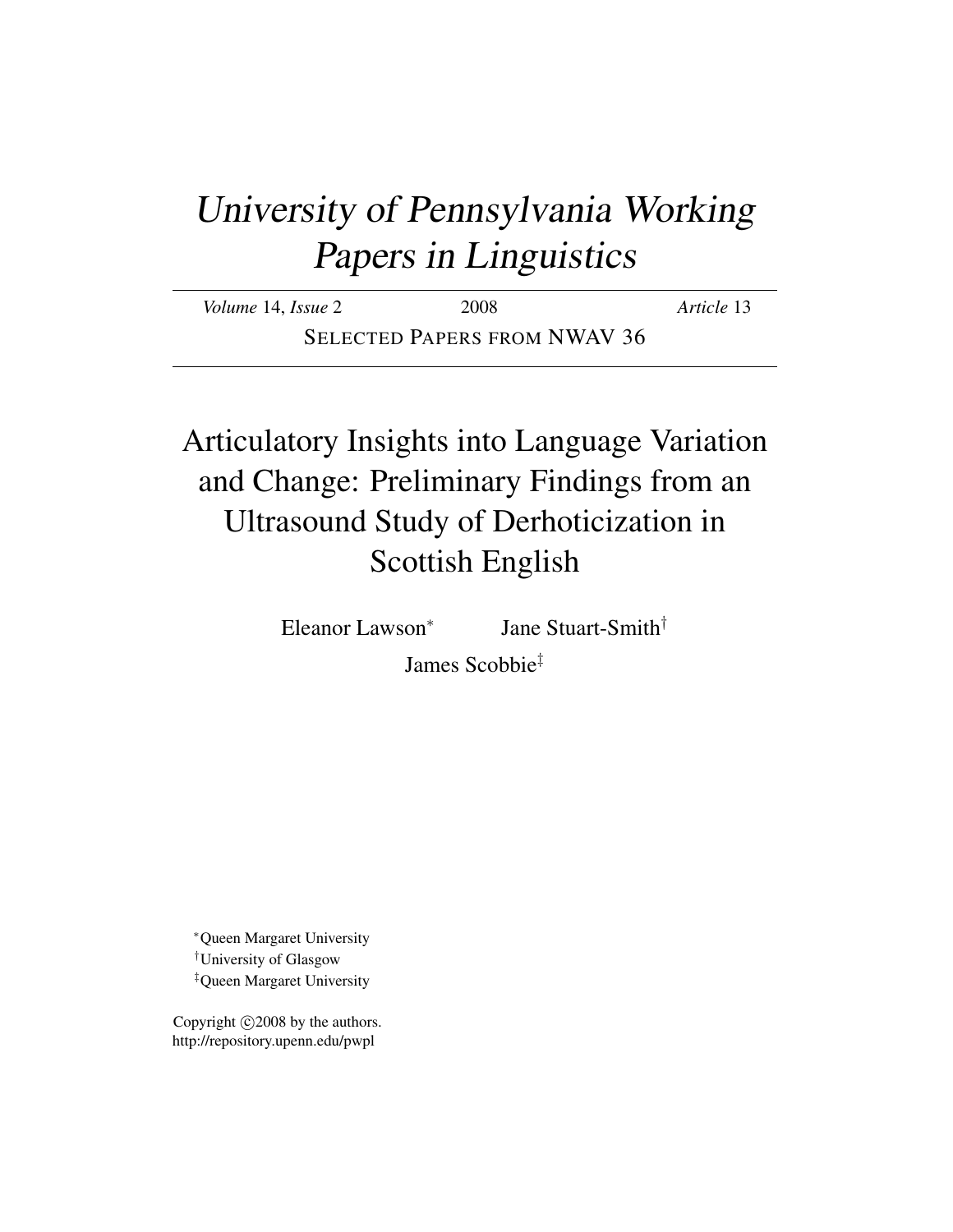# *University of Pennsylvania Working Papers in Linguistics*

*Volume* 14, *Issue* 2 — 2008 — *Article* 13

SELECTED PAPERS FROM NWAV 36

# Articulatory Insights into Language Variation and Change: Preliminary Findings from an Ultrasound Study of Derhoticization in Scottish English

Eleanor Lawson[*] Jane Stuart-Smith[†]

James Scobbie[‡]

[*]Queen Margaret University

[†]University of Glasgow

[‡]Queen Margaret University

Copyright ©2008 by the authors.
http://repository.upenn.edu/pwpl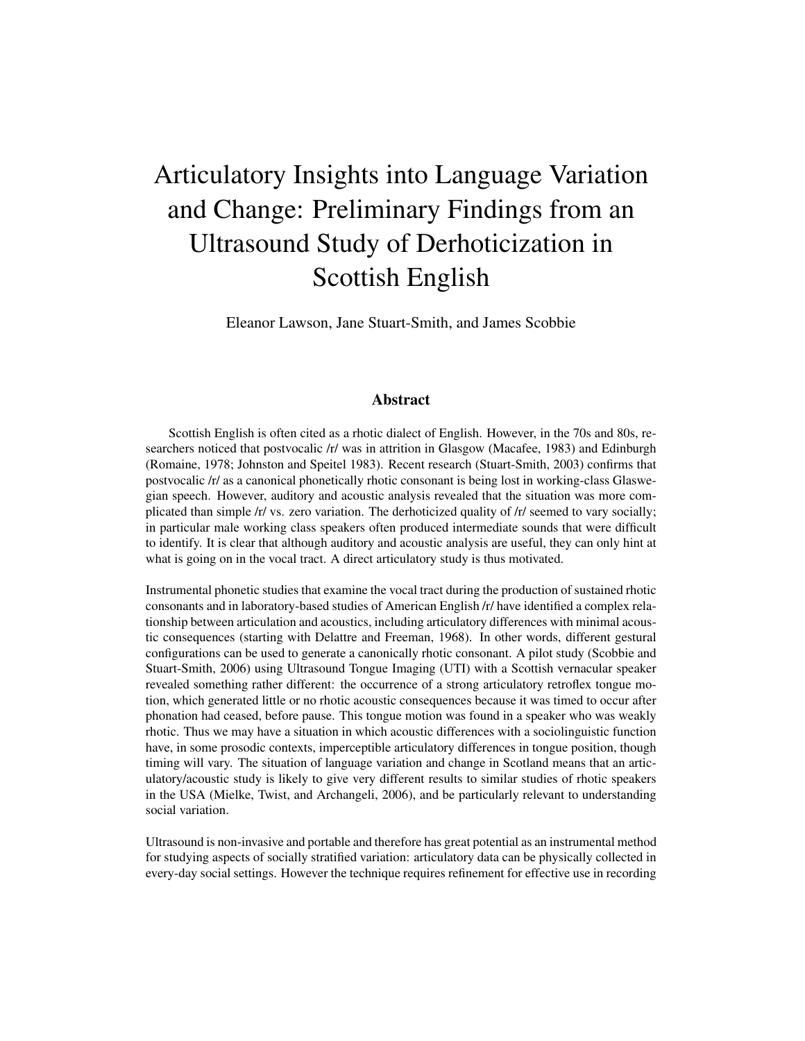# Articulatory Insights into Language Variation and Change: Preliminary Findings from an Ultrasound Study of Derhoticization in Scottish English

Eleanor Lawson, Jane Stuart-Smith, and James Scobbie

## Abstract

Scottish English is often cited as a rhotic dialect of English. However, in the 70s and 80s, researchers noticed that postvocalic /r/ was in attrition in Glasgow (Macafee, 1983) and Edinburgh (Romaine, 1978; Johnston and Speitel 1983). Recent research (Stuart-Smith, 2003) confirms that postvocalic /r/ as a canonical phonetically rhotic consonant is being lost in working-class Glaswegian speech. However, auditory and acoustic analysis revealed that the situation was more complicated than simple /r/ vs. zero variation. The derhoticized quality of /r/ seemed to vary socially; in particular male working class speakers often produced intermediate sounds that were difficult to identify. It is clear that although auditory and acoustic analysis are useful, they can only hint at what is going on in the vocal tract. A direct articulatory study is thus motivated.

Instrumental phonetic studies that examine the vocal tract during the production of sustained rhotic consonants and in laboratory-based studies of American English /r/ have identified a complex relationship between articulation and acoustics, including articulatory differences with minimal acoustic consequences (starting with Delattre and Freeman, 1968). In other words, different gestural configurations can be used to generate a canonically rhotic consonant. A pilot study (Scobbie and Stuart-Smith, 2006) using Ultrasound Tongue Imaging (UTI) with a Scottish vernacular speaker revealed something rather different: the occurrence of a strong articulatory retroflex tongue motion, which generated little or no rhotic acoustic consequences because it was timed to occur after phonation had ceased, before pause. This tongue motion was found in a speaker who was weakly rhotic. Thus we may have a situation in which acoustic differences with a sociolinguistic function have, in some prosodic contexts, imperceptible articulatory differences in tongue position, though timing will vary. The situation of language variation and change in Scotland means that an articulatory/acoustic study is likely to give very different results to similar studies of rhotic speakers in the USA (Mielke, Twist, and Archangeli, 2006), and be particularly relevant to understanding social variation.

Ultrasound is non-invasive and portable and therefore has great potential as an instrumental method for studying aspects of socially stratified variation: articulatory data can be physically collected in every-day social settings. However the technique requires refinement for effective use in recording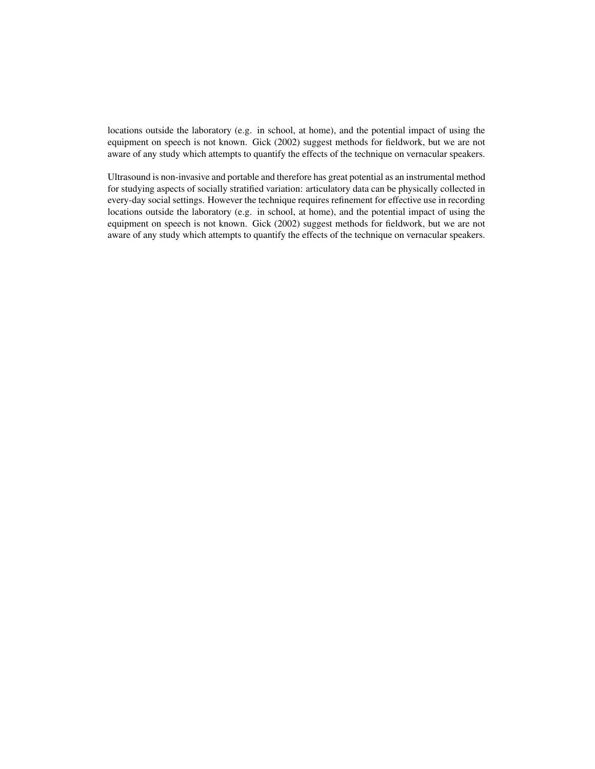locations outside the laboratory (e.g. in school, at home), and the potential impact of using the equipment on speech is not known. Gick (2002) suggest methods for fieldwork, but we are not aware of any study which attempts to quantify the effects of the technique on vernacular speakers.

Ultrasound is non-invasive and portable and therefore has great potential as an instrumental method for studying aspects of socially stratified variation: articulatory data can be physically collected in every-day social settings. However the technique requires refinement for effective use in recording locations outside the laboratory (e.g. in school, at home), and the potential impact of using the equipment on speech is not known. Gick (2002) suggest methods for fieldwork, but we are not aware of any study which attempts to quantify the effects of the technique on vernacular speakers.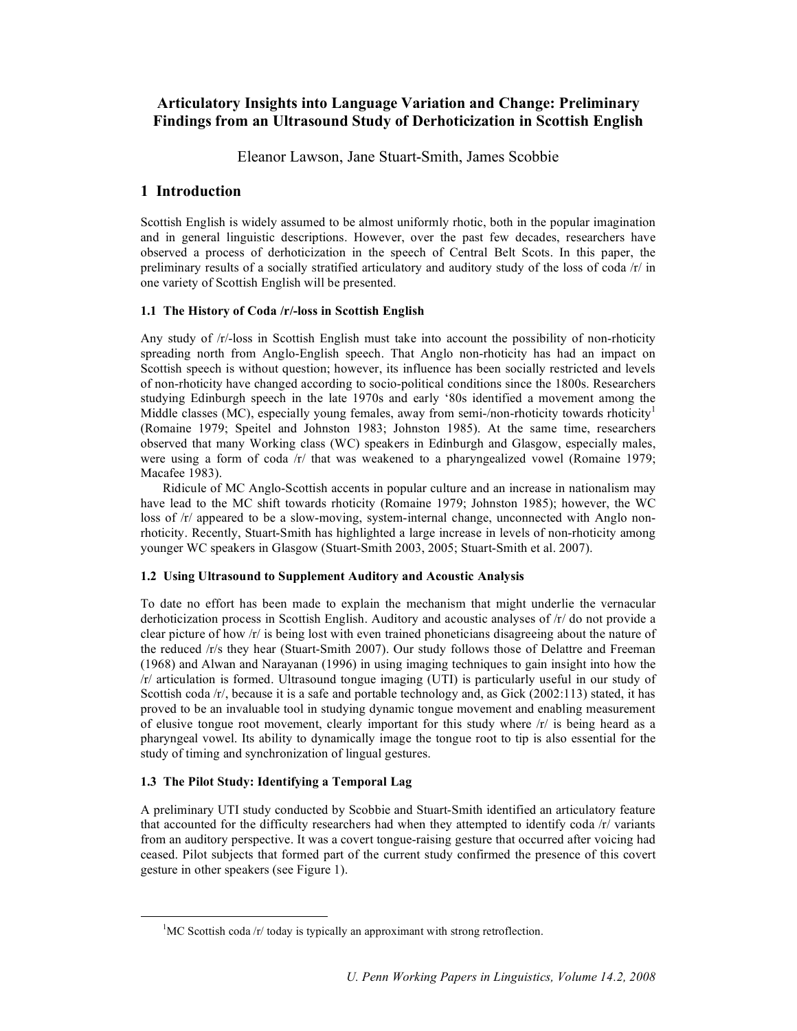# Articulatory Insights into Language Variation and Change: Preliminary Findings from an Ultrasound Study of Derhoticization in Scottish English

Eleanor Lawson, Jane Stuart-Smith, James Scobbie

## 1 Introduction

Scottish English is widely assumed to be almost uniformly rhotic, both in the popular imagination and in general linguistic descriptions. However, over the past few decades, researchers have observed a process of derhoticization in the speech of Central Belt Scots. In this paper, the preliminary results of a socially stratified articulatory and auditory study of the loss of coda /r/ in one variety of Scottish English will be presented.

### 1.1 The History of Coda /r/-loss in Scottish English

Any study of /r/-loss in Scottish English must take into account the possibility of non-rhoticity spreading north from Anglo-English speech. That Anglo non-rhoticity has had an impact on Scottish speech is without question; however, its influence has been socially restricted and levels of non-rhoticity have changed according to socio-political conditions since the 1800s. Researchers studying Edinburgh speech in the late 1970s and early '80s identified a movement among the Middle classes (MC), especially young females, away from semi-/non-rhoticity towards rhoticity[1] (Romaine 1979; Speitel and Johnston 1983; Johnston 1985). At the same time, researchers observed that many Working class (WC) speakers in Edinburgh and Glasgow, especially males, were using a form of coda /r/ that was weakened to a pharyngealized vowel (Romaine 1979; Macafee 1983).

Ridicule of MC Anglo-Scottish accents in popular culture and an increase in nationalism may have lead to the MC shift towards rhoticity (Romaine 1979; Johnston 1985); however, the WC loss of /r/ appeared to be a slow-moving, system-internal change, unconnected with Anglo non-rhoticity. Recently, Stuart-Smith has highlighted a large increase in levels of non-rhoticity among younger WC speakers in Glasgow (Stuart-Smith 2003, 2005; Stuart-Smith et al. 2007).

### 1.2 Using Ultrasound to Supplement Auditory and Acoustic Analysis

To date no effort has been made to explain the mechanism that might underlie the vernacular derhoticization process in Scottish English. Auditory and acoustic analyses of /r/ do not provide a clear picture of how /r/ is being lost with even trained phoneticians disagreeing about the nature of the reduced /r/s they hear (Stuart-Smith 2007). Our study follows those of Delattre and Freeman (1968) and Alwan and Narayanan (1996) in using imaging techniques to gain insight into how the /r/ articulation is formed. Ultrasound tongue imaging (UTI) is particularly useful in our study of Scottish coda /r/, because it is a safe and portable technology and, as Gick (2002:113) stated, it has proved to be an invaluable tool in studying dynamic tongue movement and enabling measurement of elusive tongue root movement, clearly important for this study where /r/ is being heard as a pharyngeal vowel. Its ability to dynamically image the tongue root to tip is also essential for the study of timing and synchronization of lingual gestures.

### 1.3 The Pilot Study: Identifying a Temporal Lag

A preliminary UTI study conducted by Scobbie and Stuart-Smith identified an articulatory feature that accounted for the difficulty researchers had when they attempted to identify coda /r/ variants from an auditory perspective. It was a covert tongue-raising gesture that occurred after voicing had ceased. Pilot subjects that formed part of the current study confirmed the presence of this covert gesture in other speakers (see Figure 1).

---

[1] MC Scottish coda /r/ today is typically an approximant with strong retroflection.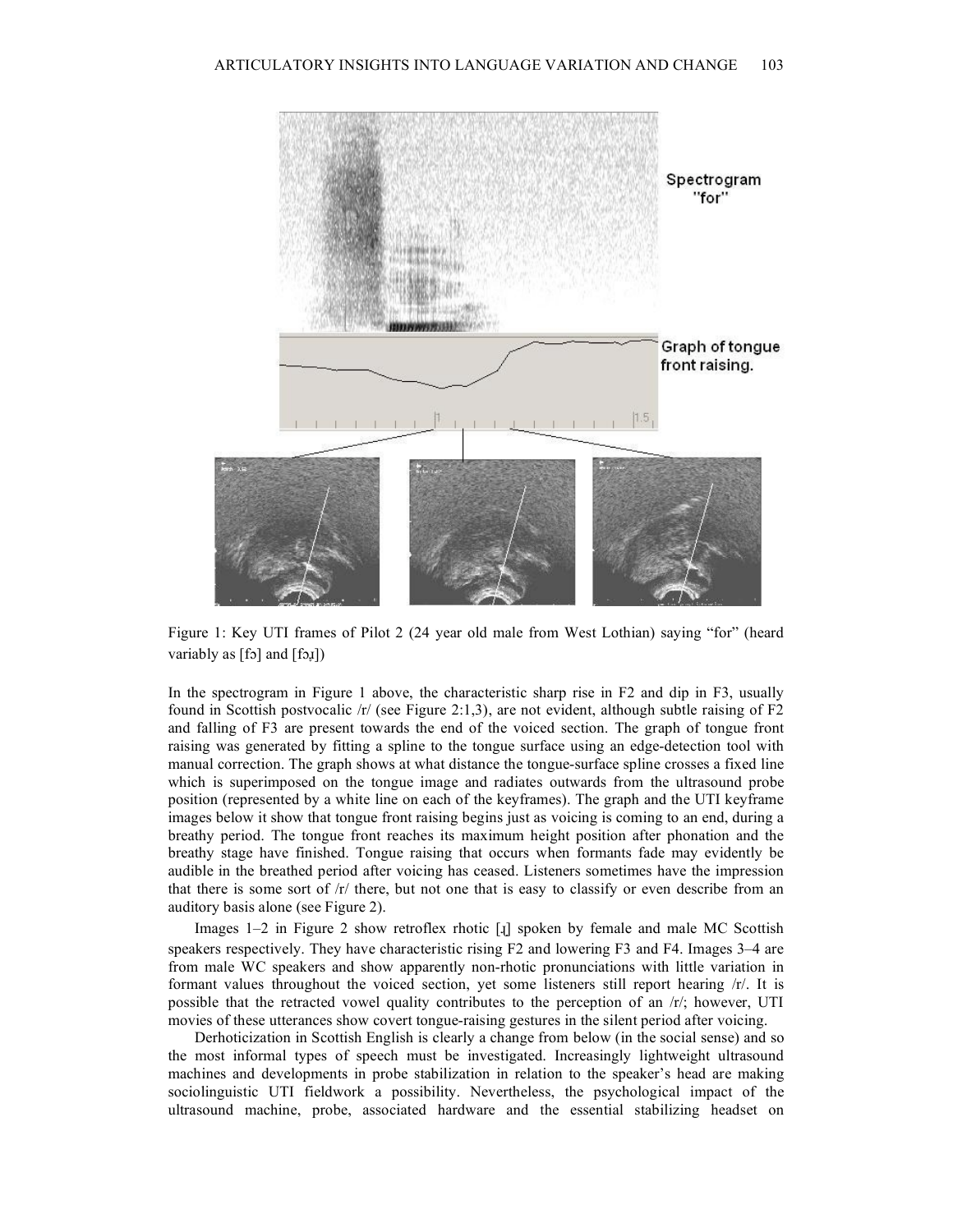Figure 1: Key UTI frames of Pilot 2 (24 year old male from West Lothian) saying "for" (heard variably as [fɔ] and [fɔɹ])

In the spectrogram in Figure 1 above, the characteristic sharp rise in F2 and dip in F3, usually found in Scottish postvocalic /r/ (see Figure 2:1,3), are not evident, although subtle raising of F2 and falling of F3 are present towards the end of the voiced section. The graph of tongue front raising was generated by fitting a spline to the tongue surface using an edge-detection tool with manual correction. The graph shows at what distance the tongue-surface spline crosses a fixed line which is superimposed on the tongue image and radiates outwards from the ultrasound probe position (represented by a white line on each of the keyframes). The graph and the UTI keyframe images below it show that tongue front raising begins just as voicing is coming to an end, during a breathy period. The tongue front reaches its maximum height position after phonation and the breathy stage have finished. Tongue raising that occurs when formants fade may evidently be audible in the breathed period after voicing has ceased. Listeners sometimes have the impression that there is some sort of /r/ there, but not one that is easy to classify or even describe from an auditory basis alone (see Figure 2).

Images 1–2 in Figure 2 show retroflex rhotic [ɻ] spoken by female and male MC Scottish speakers respectively. They have characteristic rising F2 and lowering F3 and F4. Images 3–4 are from male WC speakers and show apparently non-rhotic pronunciations with little variation in formant values throughout the voiced section, yet some listeners still report hearing /r/. It is possible that the retracted vowel quality contributes to the perception of an /r/; however, UTI movies of these utterances show covert tongue-raising gestures in the silent period after voicing.

Derhoticization in Scottish English is clearly a change from below (in the social sense) and so the most informal types of speech must be investigated. Increasingly lightweight ultrasound machines and developments in probe stabilization in relation to the speaker's head are making sociolinguistic UTI fieldwork a possibility. Nevertheless, the psychological impact of the ultrasound machine, probe, associated hardware and the essential stabilizing headset on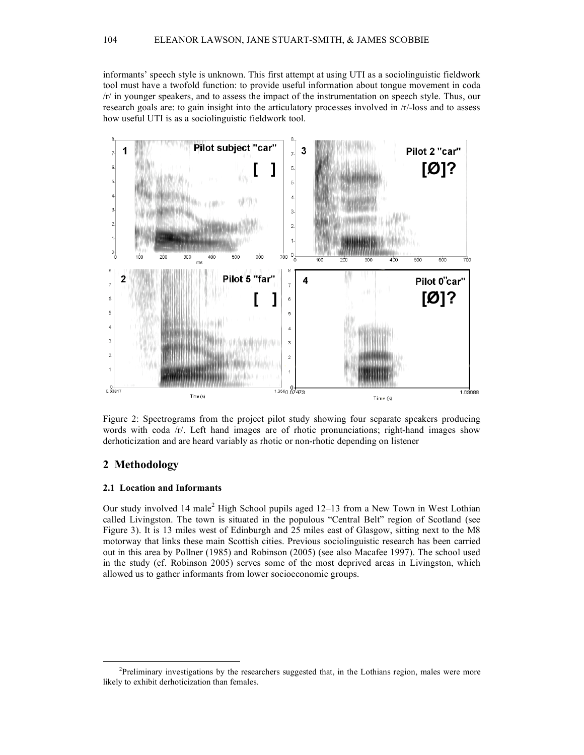informants' speech style is unknown. This first attempt at using UTI as a sociolinguistic fieldwork tool must have a twofold function: to provide useful information about tongue movement in coda /r/ in younger speakers, and to assess the impact of the instrumentation on speech style. Thus, our research goals are: to gain insight into the articulatory processes involved in /r/-loss and to assess how useful UTI is as a sociolinguistic fieldwork tool.

Figure 2: Spectrograms from the project pilot study showing four separate speakers producing words with coda /r/. Left hand images are of rhotic pronunciations; right-hand images show derhoticization and are heard variably as rhotic or non-rhotic depending on listener

## 2 Methodology

### 2.1 Location and Informants

Our study involved 14 male[2] High School pupils aged 12–13 from a New Town in West Lothian called Livingston. The town is situated in the populous "Central Belt" region of Scotland (see Figure 3). It is 13 miles west of Edinburgh and 25 miles east of Glasgow, sitting next to the M8 motorway that links these main Scottish cities. Previous sociolinguistic research has been carried out in this area by Pollner (1985) and Robinson (2005) (see also Macafee 1997). The school used in the study (cf. Robinson 2005) serves some of the most deprived areas in Livingston, which allowed us to gather informants from lower socioeconomic groups.

[2] Preliminary investigations by the researchers suggested that, in the Lothians region, males were more likely to exhibit derhoticization than females.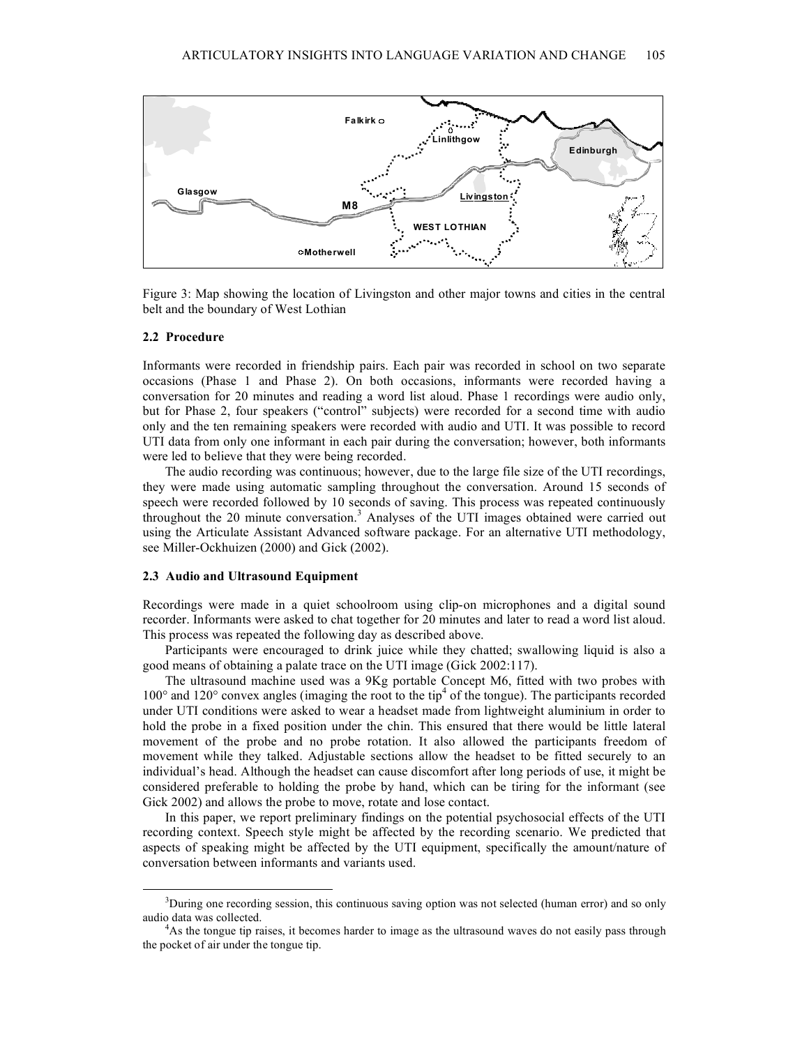Figure 3: Map showing the location of Livingston and other major towns and cities in the central belt and the boundary of West Lothian

### 2.2 Procedure

Informants were recorded in friendship pairs. Each pair was recorded in school on two separate occasions (Phase 1 and Phase 2). On both occasions, informants were recorded having a conversation for 20 minutes and reading a word list aloud. Phase 1 recordings were audio only, but for Phase 2, four speakers ("control" subjects) were recorded for a second time with audio only and the ten remaining speakers were recorded with audio and UTI. It was possible to record UTI data from only one informant in each pair during the conversation; however, both informants were led to believe that they were being recorded.

The audio recording was continuous; however, due to the large file size of the UTI recordings, they were made using automatic sampling throughout the conversation. Around 15 seconds of speech were recorded followed by 10 seconds of saving. This process was repeated continuously throughout the 20 minute conversation.[3] Analyses of the UTI images obtained were carried out using the Articulate Assistant Advanced software package. For an alternative UTI methodology, see Miller-Ockhuizen (2000) and Gick (2002).

### 2.3 Audio and Ultrasound Equipment

Recordings were made in a quiet schoolroom using clip-on microphones and a digital sound recorder. Informants were asked to chat together for 20 minutes and later to read a word list aloud. This process was repeated the following day as described above.

Participants were encouraged to drink juice while they chatted; swallowing liquid is also a good means of obtaining a palate trace on the UTI image (Gick 2002:117).

The ultrasound machine used was a 9Kg portable Concept M6, fitted with two probes with 100° and 120° convex angles (imaging the root to the tip[4] of the tongue). The participants recorded under UTI conditions were asked to wear a headset made from lightweight aluminium in order to hold the probe in a fixed position under the chin. This ensured that there would be little lateral movement of the probe and no probe rotation. It also allowed the participants freedom of movement while they talked. Adjustable sections allow the headset to be fitted securely to an individual's head. Although the headset can cause discomfort after long periods of use, it might be considered preferable to holding the probe by hand, which can be tiring for the informant (see Gick 2002) and allows the probe to move, rotate and lose contact.

In this paper, we report preliminary findings on the potential psychosocial effects of the UTI recording context. Speech style might be affected by the recording scenario. We predicted that aspects of speaking might be affected by the UTI equipment, specifically the amount/nature of conversation between informants and variants used.

---

[3] During one recording session, this continuous saving option was not selected (human error) and so only audio data was collected.

[4] As the tongue tip raises, it becomes harder to image as the ultrasound waves do not easily pass through the pocket of air under the tongue tip.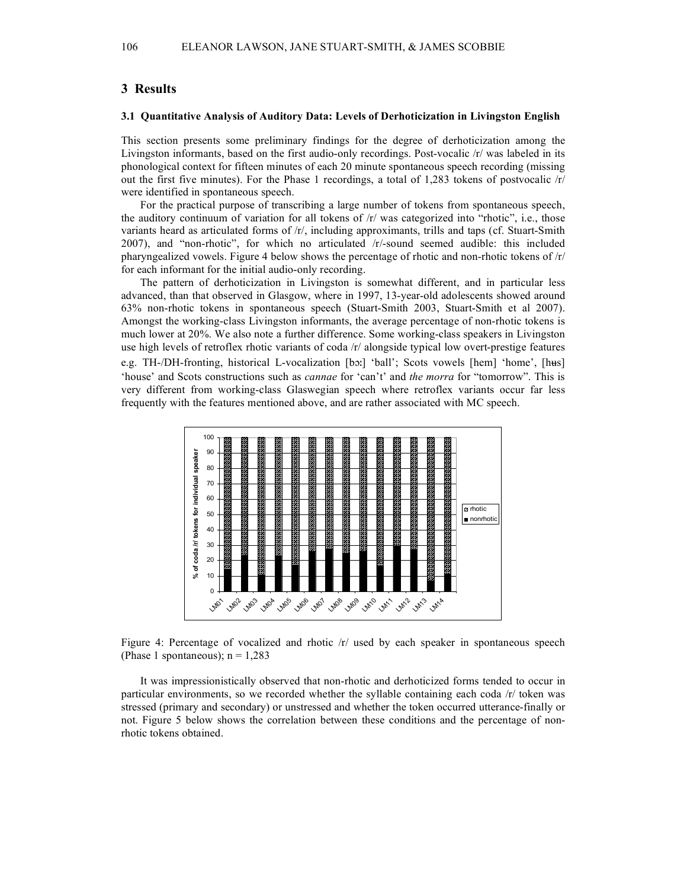# 3 Results

### 3.1 Quantitative Analysis of Auditory Data: Levels of Derhoticization in Livingston English

This section presents some preliminary findings for the degree of derhoticization among the Livingston informants, based on the first audio-only recordings. Post-vocalic /r/ was labeled in its phonological context for fifteen minutes of each 20 minute spontaneous speech recording (missing out the first five minutes). For the Phase 1 recordings, a total of 1,283 tokens of postvocalic /r/ were identified in spontaneous speech.

For the practical purpose of transcribing a large number of tokens from spontaneous speech, the auditory continuum of variation for all tokens of /r/ was categorized into "rhotic", i.e., those variants heard as articulated forms of /r/, including approximants, trills and taps (cf. Stuart-Smith 2007), and "non-rhotic", for which no articulated /r/-sound seemed audible: this included pharyngealized vowels. Figure 4 below shows the percentage of rhotic and non-rhotic tokens of /r/ for each informant for the initial audio-only recording.

The pattern of derhoticization in Livingston is somewhat different, and in particular less advanced, than that observed in Glasgow, where in 1997, 13-year-old adolescents showed around 63% non-rhotic tokens in spontaneous speech (Stuart-Smith 2003, Stuart-Smith et al 2007). Amongst the working-class Livingston informants, the average percentage of non-rhotic tokens is much lower at 20%. We also note a further difference. Some working-class speakers in Livingston use high levels of retroflex rhotic variants of coda /r/ alongside typical low overt-prestige features e.g. TH-/DH-fronting, historical L-vocalization [bɔː] 'ball'; Scots vowels [hem] 'home', [hʉs] 'house' and Scots constructions such as *cannae* for 'can't' and *the morra* for "tomorrow". This is very different from working-class Glaswegian speech where retroflex variants occur far less frequently with the features mentioned above, and are rather associated with MC speech.

Figure 4: Percentage of vocalized and rhotic /r/ used by each speaker in spontaneous speech (Phase 1 spontaneous); n = 1,283

It was impressionistically observed that non-rhotic and derhoticized forms tended to occur in particular environments, so we recorded whether the syllable containing each coda /r/ token was stressed (primary and secondary) or unstressed and whether the token occurred utterance-finally or not. Figure 5 below shows the correlation between these conditions and the percentage of non-rhotic tokens obtained.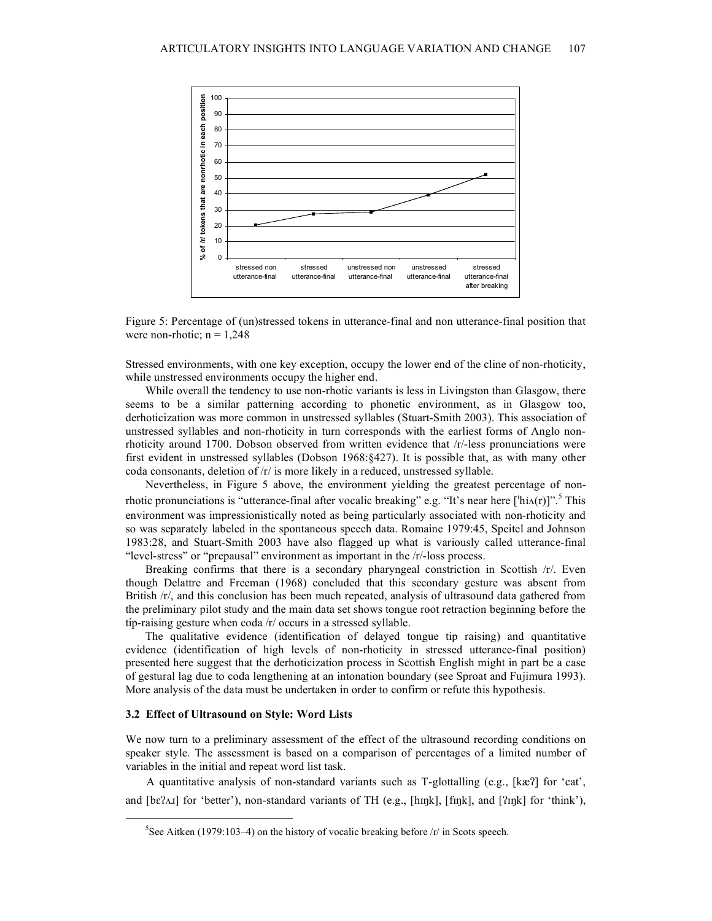Figure 5: Percentage of (un)stressed tokens in utterance-final and non utterance-final position that were non-rhotic; n = 1,248

Stressed environments, with one key exception, occupy the lower end of the cline of non-rhoticity, while unstressed environments occupy the higher end.

While overall the tendency to use non-rhotic variants is less in Livingston than Glasgow, there seems to be a similar patterning according to phonetic environment, as in Glasgow too, derhoticization was more common in unstressed syllables (Stuart-Smith 2003). This association of unstressed syllables and non-rhoticity in turn corresponds with the earliest forms of Anglo non-rhoticity around 1700. Dobson observed from written evidence that /r/-less pronunciations were first evident in unstressed syllables (Dobson 1968:§427). It is possible that, as with many other coda consonants, deletion of /r/ is more likely in a reduced, unstressed syllable.

Nevertheless, in Figure 5 above, the environment yielding the greatest percentage of non-rhotic pronunciations is "utterance-final after vocalic breaking" e.g. "It's near here [ˈhiʌ(r)]".[5] This environment was impressionistically noted as being particularly associated with non-rhoticity and so was separately labeled in the spontaneous speech data. Romaine 1979:45, Speitel and Johnson 1983:28, and Stuart-Smith 2003 have also flagged up what is variously called utterance-final "level-stress" or "prepausal" environment as important in the /r/-loss process.

Breaking confirms that there is a secondary pharyngeal constriction in Scottish /r/. Even though Delattre and Freeman (1968) concluded that this secondary gesture was absent from British /r/, and this conclusion has been much repeated, analysis of ultrasound data gathered from the preliminary pilot study and the main data set shows tongue root retraction beginning before the tip-raising gesture when coda /r/ occurs in a stressed syllable.

The qualitative evidence (identification of delayed tongue tip raising) and quantitative evidence (identification of high levels of non-rhoticity in stressed utterance-final position) presented here suggest that the derhoticization process in Scottish English might in part be a case of gestural lag due to coda lengthening at an intonation boundary (see Sproat and Fujimura 1993). More analysis of the data must be undertaken in order to confirm or refute this hypothesis.

### 3.2 Effect of Ultrasound on Style: Word Lists

We now turn to a preliminary assessment of the effect of the ultrasound recording conditions on speaker style. The assessment is based on a comparison of percentages of a limited number of variables in the initial and repeat word list task.

A quantitative analysis of non-standard variants such as T-glottalling (e.g., [kæʔ] for 'cat', and [bɛʔʌɹ] for 'better'), non-standard variants of TH (e.g., [hɪŋk], [fɪŋk], and [ʔɪŋk] for 'think'),

[5] See Aitken (1979:103–4) on the history of vocalic breaking before /r/ in Scots speech.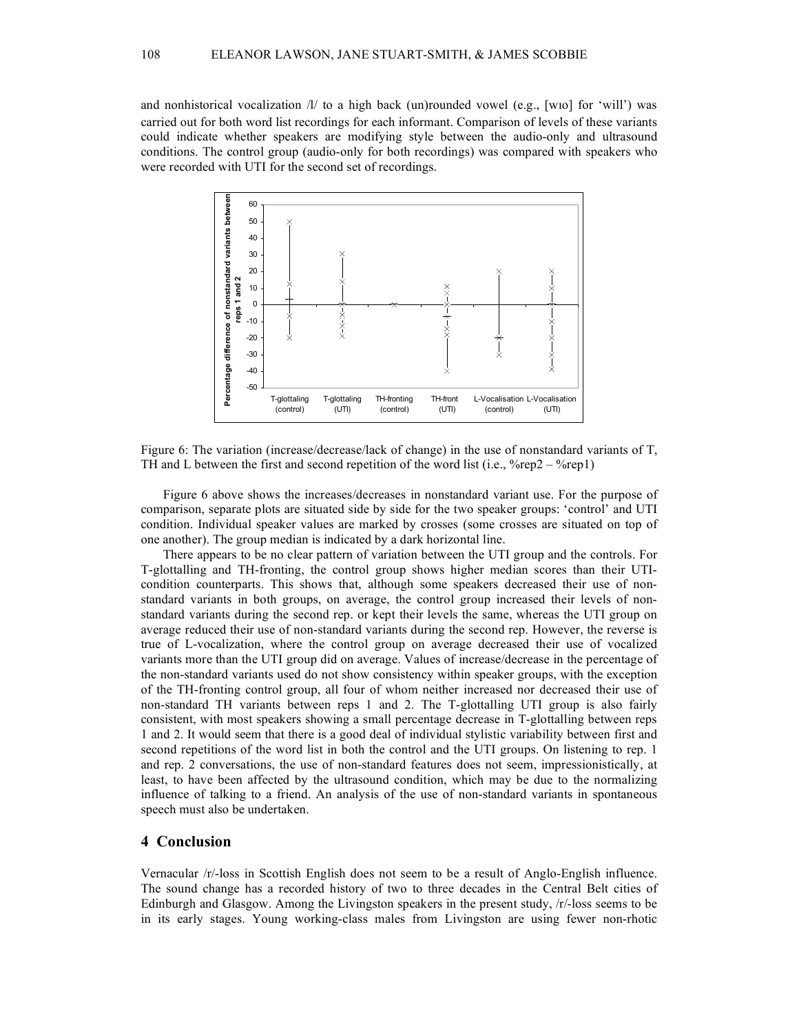and nonhistorical vocalization /l/ to a high back (un)rounded vowel (e.g., [wɪo] for 'will') was carried out for both word list recordings for each informant. Comparison of levels of these variants could indicate whether speakers are modifying style between the audio-only and ultrasound conditions. The control group (audio-only for both recordings) was compared with speakers who were recorded with UTI for the second set of recordings.

Figure 6: The variation (increase/decrease/lack of change) in the use of nonstandard variants of T, TH and L between the first and second repetition of the word list (i.e., %rep2 – %rep1)

Figure 6 above shows the increases/decreases in nonstandard variant use. For the purpose of comparison, separate plots are situated side by side for the two speaker groups: 'control' and UTI condition. Individual speaker values are marked by crosses (some crosses are situated on top of one another). The group median is indicated by a dark horizontal line.

There appears to be no clear pattern of variation between the UTI group and the controls. For T-glottalling and TH-fronting, the control group shows higher median scores than their UTI-condition counterparts. This shows that, although some speakers decreased their use of non-standard variants in both groups, on average, the control group increased their levels of non-standard variants during the second rep. or kept their levels the same, whereas the UTI group on average reduced their use of non-standard variants during the second rep. However, the reverse is true of L-vocalization, where the control group on average decreased their use of vocalized variants more than the UTI group did on average. Values of increase/decrease in the percentage of the non-standard variants used do not show consistency within speaker groups, with the exception of the TH-fronting control group, all four of whom neither increased nor decreased their use of non-standard TH variants between reps 1 and 2. The T-glottalling UTI group is also fairly consistent, with most speakers showing a small percentage decrease in T-glottalling between reps 1 and 2. It would seem that there is a good deal of individual stylistic variability between first and second repetitions of the word list in both the control and the UTI groups. On listening to rep. 1 and rep. 2 conversations, the use of non-standard features does not seem, impressionistically, at least, to have been affected by the ultrasound condition, which may be due to the normalizing influence of talking to a friend. An analysis of the use of non-standard variants in spontaneous speech must also be undertaken.

## 4 Conclusion

Vernacular /r/-loss in Scottish English does not seem to be a result of Anglo-English influence. The sound change has a recorded history of two to three decades in the Central Belt cities of Edinburgh and Glasgow. Among the Livingston speakers in the present study, /r/-loss seems to be in its early stages. Young working-class males from Livingston are using fewer non-rhotic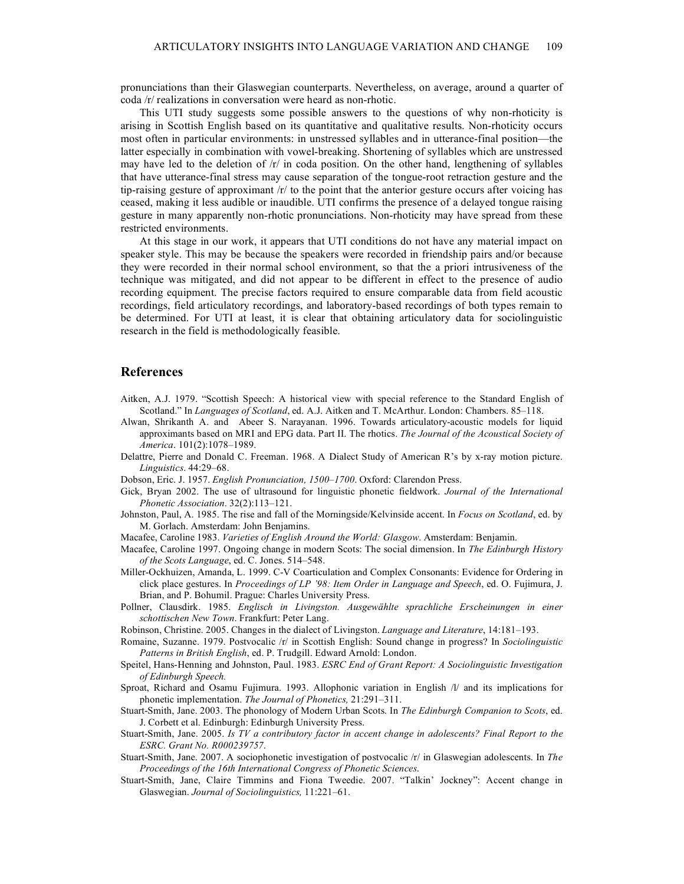pronunciations than their Glaswegian counterparts. Nevertheless, on average, around a quarter of coda /r/ realizations in conversation were heard as non-rhotic.

This UTI study suggests some possible answers to the questions of why non-rhoticity is arising in Scottish English based on its quantitative and qualitative results. Non-rhoticity occurs most often in particular environments: in unstressed syllables and in utterance-final position—the latter especially in combination with vowel-breaking. Shortening of syllables which are unstressed may have led to the deletion of /r/ in coda position. On the other hand, lengthening of syllables that have utterance-final stress may cause separation of the tongue-root retraction gesture and the tip-raising gesture of approximant /r/ to the point that the anterior gesture occurs after voicing has ceased, making it less audible or inaudible. UTI confirms the presence of a delayed tongue raising gesture in many apparently non-rhotic pronunciations. Non-rhoticity may have spread from these restricted environments.

At this stage in our work, it appears that UTI conditions do not have any material impact on speaker style. This may be because the speakers were recorded in friendship pairs and/or because they were recorded in their normal school environment, so that the a priori intrusiveness of the technique was mitigated, and did not appear to be different in effect to the presence of audio recording equipment. The precise factors required to ensure comparable data from field acoustic recordings, field articulatory recordings, and laboratory-based recordings of both types remain to be determined. For UTI at least, it is clear that obtaining articulatory data for sociolinguistic research in the field is methodologically feasible.

## References

Aitken, A.J. 1979. "Scottish Speech: A historical view with special reference to the Standard English of Scotland." In *Languages of Scotland*, ed. A.J. Aitken and T. McArthur. London: Chambers. 85–118.

Alwan, Shrikanth A. and Abeer S. Narayanan. 1996. Towards articulatory-acoustic models for liquid approximants based on MRI and EPG data. Part II. The rhotics. *The Journal of the Acoustical Society of America*. 101(2):1078–1989.

Delattre, Pierre and Donald C. Freeman. 1968. A Dialect Study of American R's by x-ray motion picture. *Linguistics*. 44:29–68.

Dobson, Eric. J. 1957. *English Pronunciation, 1500–1700*. Oxford: Clarendon Press.

Gick, Bryan 2002. The use of ultrasound for linguistic phonetic fieldwork. *Journal of the International Phonetic Association*. 32(2):113–121.

Johnston, Paul, A. 1985. The rise and fall of the Morningside/Kelvinside accent. In *Focus on Scotland*, ed. by M. Gorlach. Amsterdam: John Benjamins.

Macafee, Caroline 1983. *Varieties of English Around the World: Glasgow*. Amsterdam: Benjamin.

Macafee, Caroline 1997. Ongoing change in modern Scots: The social dimension. In *The Edinburgh History of the Scots Language*, ed. C. Jones. 514–548.

Miller-Ockhuizen, Amanda, L. 1999. C-V Coarticulation and Complex Consonants: Evidence for Ordering in click place gestures. In *Proceedings of LP '98: Item Order in Language and Speech*, ed. O. Fujimura, J. Brian, and P. Bohumil. Prague: Charles University Press.

Pollner, Clausdirk. 1985. *Englisch in Livingston. Ausgewählte sprachliche Erscheinungen in einer schottischen New Town*. Frankfurt: Peter Lang.

Robinson, Christine. 2005. Changes in the dialect of Livingston. *Language and Literature*, 14:181–193.

Romaine, Suzanne. 1979. Postvocalic /r/ in Scottish English: Sound change in progress? In *Sociolinguistic Patterns in British English*, ed. P. Trudgill. Edward Arnold: London.

Speitel, Hans-Henning and Johnston, Paul. 1983. *ESRC End of Grant Report: A Sociolinguistic Investigation of Edinburgh Speech.*

Sproat, Richard and Osamu Fujimura. 1993. Allophonic variation in English /l/ and its implications for phonetic implementation. *The Journal of Phonetics,* 21:291–311.

Stuart-Smith, Jane. 2003. The phonology of Modern Urban Scots. In *The Edinburgh Companion to Scots*, ed. J. Corbett et al. Edinburgh: Edinburgh University Press.

Stuart-Smith, Jane. 2005. *Is TV a contributory factor in accent change in adolescents? Final Report to the ESRC. Grant No. R000239757*.

Stuart-Smith, Jane. 2007. A sociophonetic investigation of postvocalic /r/ in Glaswegian adolescents. In *The Proceedings of the 16th International Congress of Phonetic Sciences*.

Stuart-Smith, Jane, Claire Timmins and Fiona Tweedie. 2007. "Talkin' Jockney": Accent change in Glaswegian. *Journal of Sociolinguistics,* 11:221–61.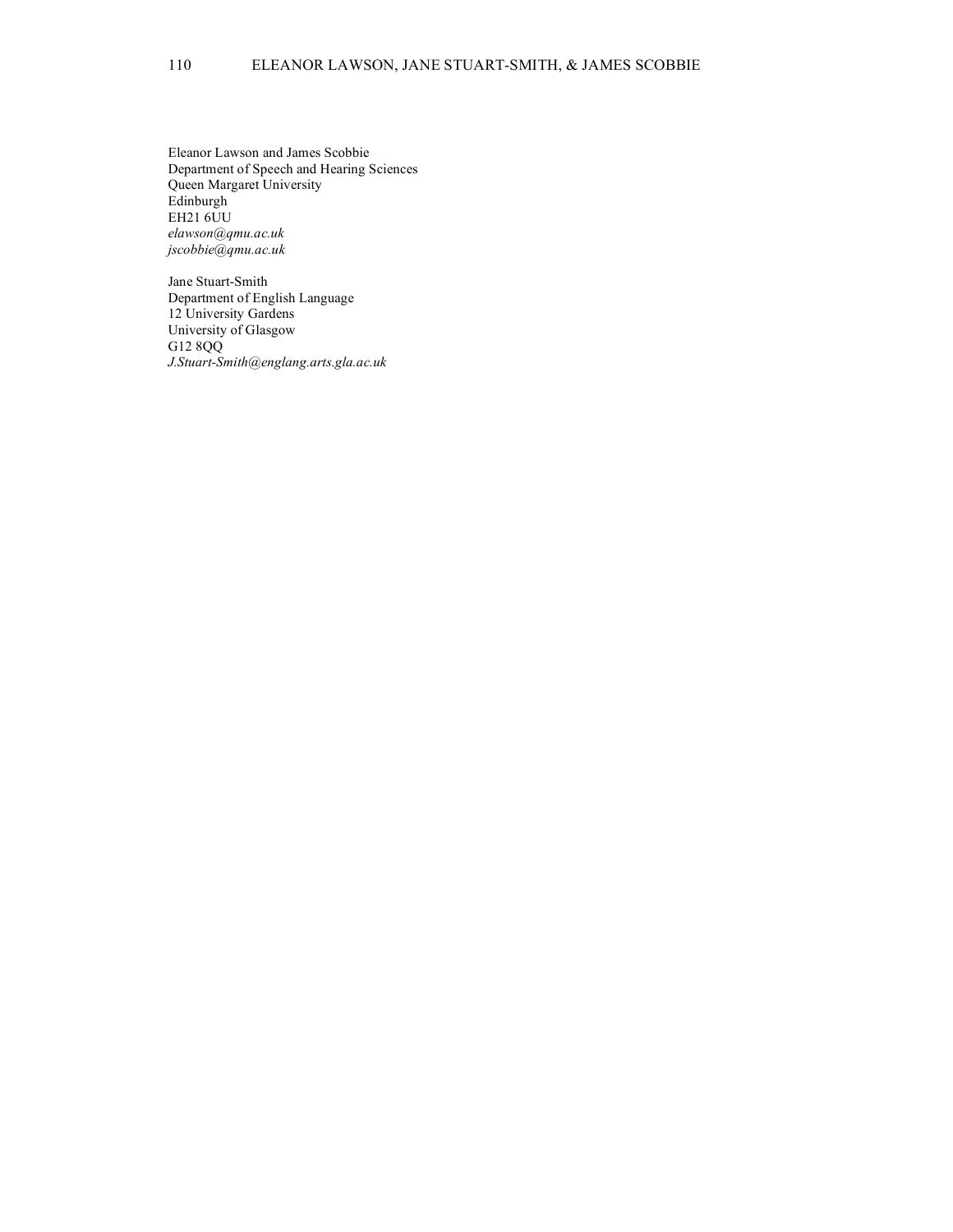Eleanor Lawson and James Scobbie
Department of Speech and Hearing Sciences
Queen Margaret University
Edinburgh
EH21 6UU
*elawson@qmu.ac.uk*
*jscobbie@qmu.ac.uk*

Jane Stuart-Smith
Department of English Language
12 University Gardens
University of Glasgow
G12 8QQ
*J.Stuart-Smith@englang.arts.gla.ac.uk*